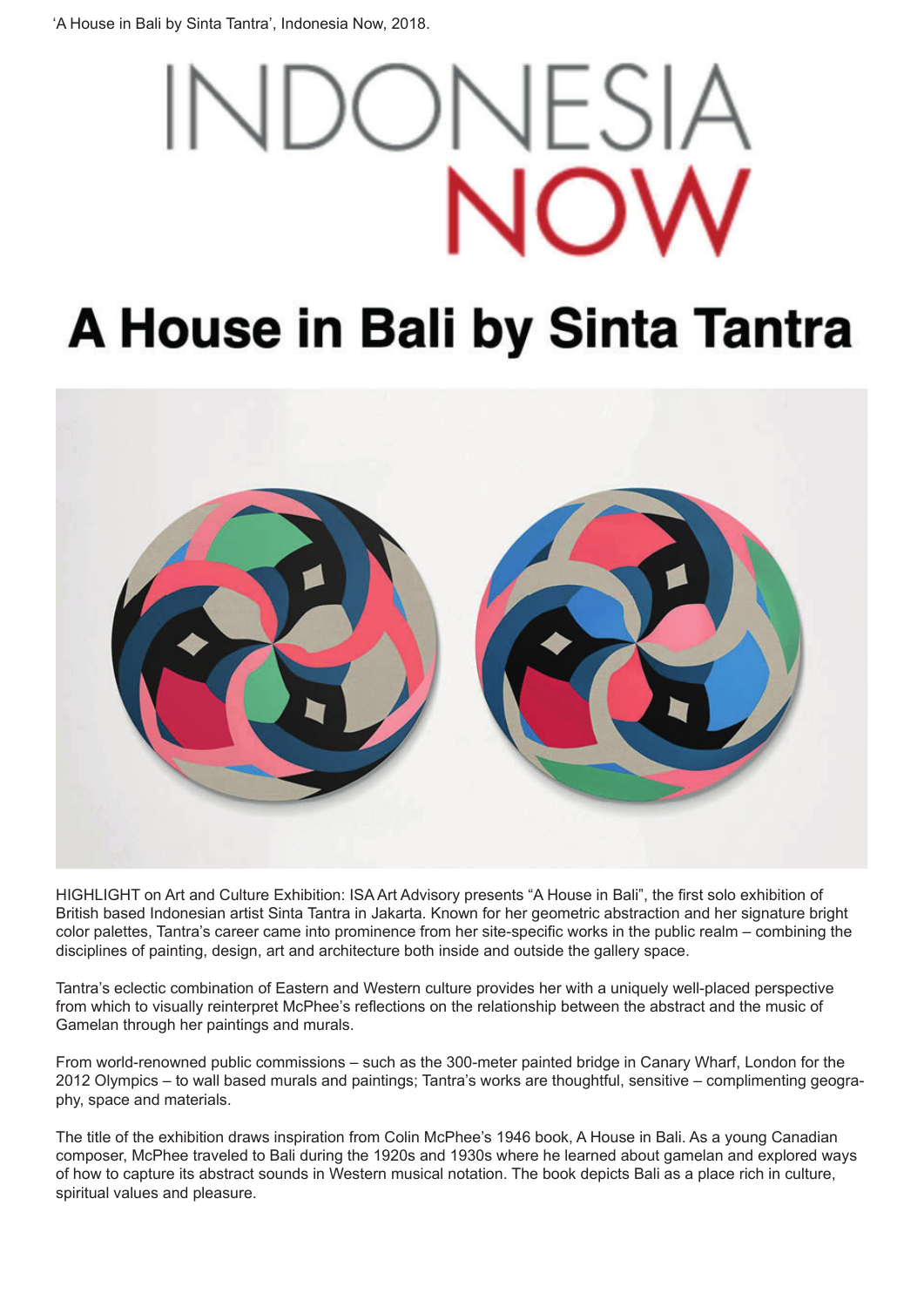'A House in Bali by Sinta Tantra', Indonesia Now, 2018.

INDONESIA NOW

# A House in Bali by Sinta Tantra

HIGHLIGHT on Art and Culture Exhibition: ISA Art Advisory presents "A House in Bali", the first solo exhibition of British based Indonesian artist Sinta Tantra in Jakarta. Known for her geometric abstraction and her signature bright color palettes, Tantra's career came into prominence from her site-specific works in the public realm – combining the disciplines of painting, design, art and architecture both inside and outside the gallery space.

Tantra's eclectic combination of Eastern and Western culture provides her with a uniquely well-placed perspective from which to visually reinterpret McPhee's reflections on the relationship between the abstract and the music of Gamelan through her paintings and murals.

From world-renowned public commissions – such as the 300-meter painted bridge in Canary Wharf, London for the 2012 Olympics – to wall based murals and paintings; Tantra's works are thoughtful, sensitive – complimenting geography, space and materials.

The title of the exhibition draws inspiration from Colin McPhee's 1946 book, A House in Bali. As a young Canadian composer, McPhee traveled to Bali during the 1920s and 1930s where he learned about gamelan and explored ways of how to capture its abstract sounds in Western musical notation. The book depicts Bali as a place rich in culture, spiritual values and pleasure.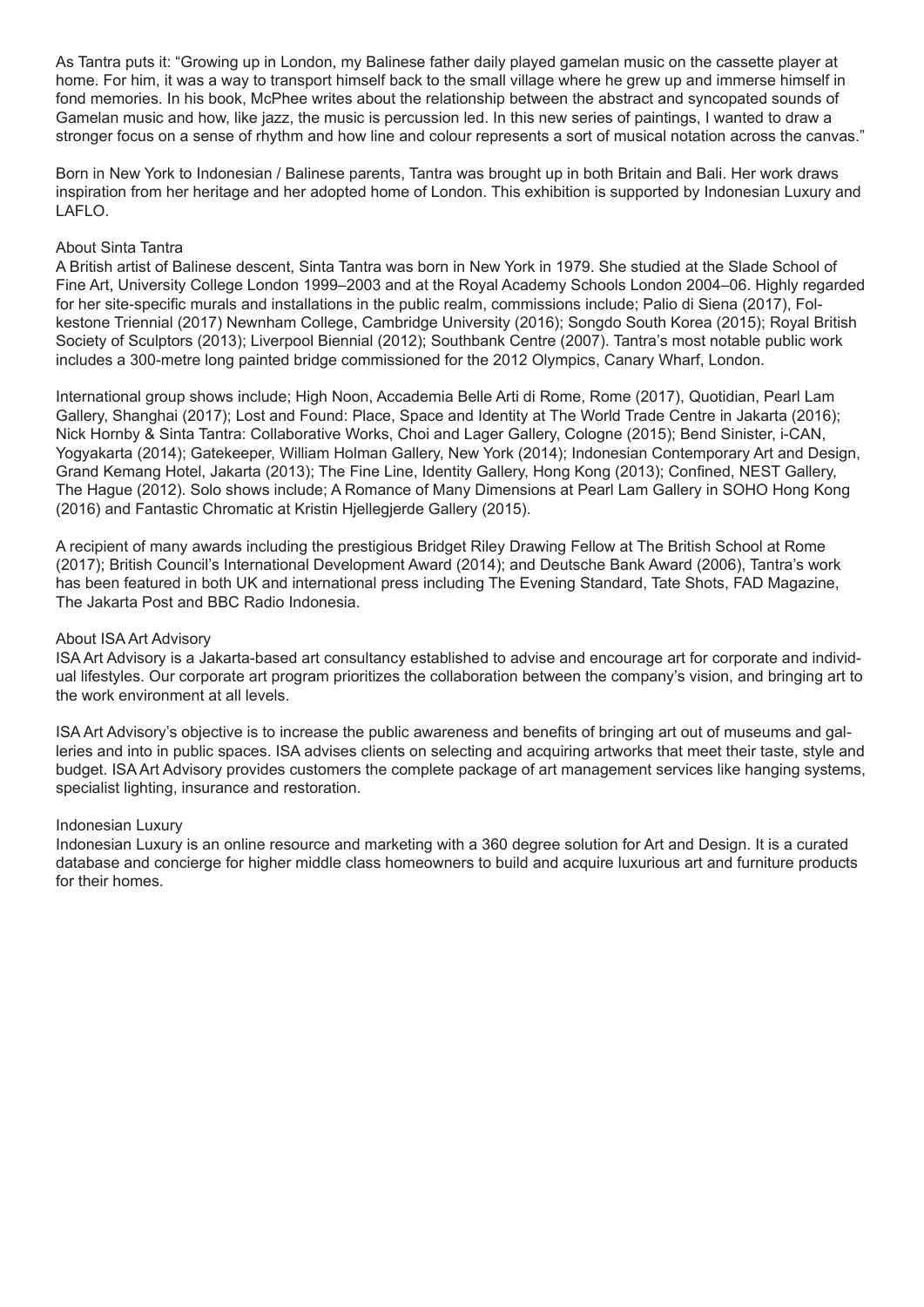As Tantra puts it: "Growing up in London, my Balinese father daily played gamelan music on the cassette player at home. For him, it was a way to transport himself back to the small village where he grew up and immerse himself in fond memories. In his book, McPhee writes about the relationship between the abstract and syncopated sounds of Gamelan music and how, like jazz, the music is percussion led. In this new series of paintings, I wanted to draw a stronger focus on a sense of rhythm and how line and colour represents a sort of musical notation across the canvas."

Born in New York to Indonesian / Balinese parents, Tantra was brought up in both Britain and Bali. Her work draws inspiration from her heritage and her adopted home of London. This exhibition is supported by Indonesian Luxury and LAFLO.

## About Sinta Tantra

A British artist of Balinese descent, Sinta Tantra was born in New York in 1979. She studied at the Slade School of Fine Art, University College London 1999–2003 and at the Royal Academy Schools London 2004–06. Highly regarded for her site-specific murals and installations in the public realm, commissions include; Palio di Siena (2017), Folkestone Triennial (2017) Newnham College, Cambridge University (2016); Songdo South Korea (2015); Royal British Society of Sculptors (2013); Liverpool Biennial (2012); Southbank Centre (2007). Tantra's most notable public work includes a 300-metre long painted bridge commissioned for the 2012 Olympics, Canary Wharf, London.

International group shows include; High Noon, Accademia Belle Arti di Rome, Rome (2017), Quotidian, Pearl Lam Gallery, Shanghai (2017); Lost and Found: Place, Space and Identity at The World Trade Centre in Jakarta (2016); Nick Hornby & Sinta Tantra: Collaborative Works, Choi and Lager Gallery, Cologne (2015); Bend Sinister, i-CAN, Yogyakarta (2014); Gatekeeper, William Holman Gallery, New York (2014); Indonesian Contemporary Art and Design, Grand Kemang Hotel, Jakarta (2013); The Fine Line, Identity Gallery, Hong Kong (2013); Confined, NEST Gallery, The Hague (2012). Solo shows include; A Romance of Many Dimensions at Pearl Lam Gallery in SOHO Hong Kong (2016) and Fantastic Chromatic at Kristin Hjellegjerde Gallery (2015).

A recipient of many awards including the prestigious Bridget Riley Drawing Fellow at The British School at Rome (2017); British Council's International Development Award (2014); and Deutsche Bank Award (2006), Tantra's work has been featured in both UK and international press including The Evening Standard, Tate Shots, FAD Magazine, The Jakarta Post and BBC Radio Indonesia.

## About ISA Art Advisory

ISA Art Advisory is a Jakarta-based art consultancy established to advise and encourage art for corporate and individual lifestyles. Our corporate art program prioritizes the collaboration between the company's vision, and bringing art to the work environment at all levels.

ISA Art Advisory's objective is to increase the public awareness and benefits of bringing art out of museums and galleries and into in public spaces. ISA advises clients on selecting and acquiring artworks that meet their taste, style and budget. ISA Art Advisory provides customers the complete package of art management services like hanging systems, specialist lighting, insurance and restoration.

## Indonesian Luxury

Indonesian Luxury is an online resource and marketing with a 360 degree solution for Art and Design. It is a curated database and concierge for higher middle class homeowners to build and acquire luxurious art and furniture products for their homes.